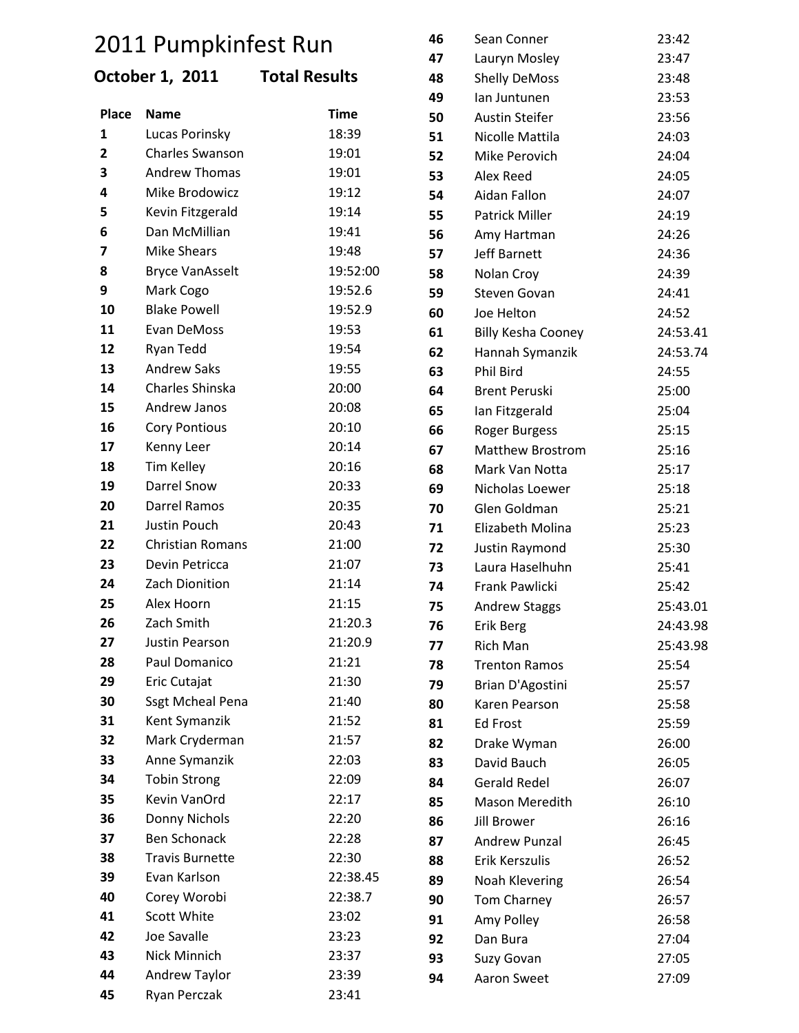# 2011 Pumpkinfest Run

**October 1, 2011 Total Results**

| Place | Name | Time |
|---|---|---|
| 1 | Lucas Porinsky | 18:39 |
| 2 | Charles Swanson | 19:01 |
| 3 | Andrew Thomas | 19:01 |
| 4 | Mike Brodowicz | 19:12 |
| 5 | Kevin Fitzgerald | 19:14 |
| 6 | Dan McMillian | 19:41 |
| 7 | Mike Shears | 19:48 |
| 8 | Bryce VanAsselt | 19:52:00 |
| 9 | Mark Cogo | 19:52.6 |
| 10 | Blake Powell | 19:52.9 |
| 11 | Evan DeMoss | 19:53 |
| 12 | Ryan Tedd | 19:54 |
| 13 | Andrew Saks | 19:55 |
| 14 | Charles Shinska | 20:00 |
| 15 | Andrew Janos | 20:08 |
| 16 | Cory Pontious | 20:10 |
| 17 | Kenny Leer | 20:14 |
| 18 | Tim Kelley | 20:16 |
| 19 | Darrel Snow | 20:33 |
| 20 | Darrel Ramos | 20:35 |
| 21 | Justin Pouch | 20:43 |
| 22 | Christian Romans | 21:00 |
| 23 | Devin Petricca | 21:07 |
| 24 | Zach Dionition | 21:14 |
| 25 | Alex Hoorn | 21:15 |
| 26 | Zach Smith | 21:20.3 |
| 27 | Justin Pearson | 21:20.9 |
| 28 | Paul Domanico | 21:21 |
| 29 | Eric Cutajat | 21:30 |
| 30 | Ssgt Mcheal Pena | 21:40 |
| 31 | Kent Symanzik | 21:52 |
| 32 | Mark Cryderman | 21:57 |
| 33 | Anne Symanzik | 22:03 |
| 34 | Tobin Strong | 22:09 |
| 35 | Kevin VanOrd | 22:17 |
| 36 | Donny Nichols | 22:20 |
| 37 | Ben Schonack | 22:28 |
| 38 | Travis Burnette | 22:30 |
| 39 | Evan Karlson | 22:38.45 |
| 40 | Corey Worobi | 22:38.7 |
| 41 | Scott White | 23:02 |
| 42 | Joe Savalle | 23:23 |
| 43 | Nick Minnich | 23:37 |
| 44 | Andrew Taylor | 23:39 |
| 45 | Ryan Perczak | 23:41 |
| 46 | Sean Conner | 23:42 |
| 47 | Lauryn Mosley | 23:47 |
| 48 | Shelly DeMoss | 23:48 |
| 49 | Ian Juntunen | 23:53 |
| 50 | Austin Steifer | 23:56 |
| 51 | Nicolle Mattila | 24:03 |
| 52 | Mike Perovich | 24:04 |
| 53 | Alex Reed | 24:05 |
| 54 | Aidan Fallon | 24:07 |
| 55 | Patrick Miller | 24:19 |
| 56 | Amy Hartman | 24:26 |
| 57 | Jeff Barnett | 24:36 |
| 58 | Nolan Croy | 24:39 |
| 59 | Steven Govan | 24:41 |
| 60 | Joe Helton | 24:52 |
| 61 | Billy Kesha Cooney | 24:53.41 |
| 62 | Hannah Symanzik | 24:53.74 |
| 63 | Phil Bird | 24:55 |
| 64 | Brent Peruski | 25:00 |
| 65 | Ian Fitzgerald | 25:04 |
| 66 | Roger Burgess | 25:15 |
| 67 | Matthew Brostrom | 25:16 |
| 68 | Mark Van Notta | 25:17 |
| 69 | Nicholas Loewer | 25:18 |
| 70 | Glen Goldman | 25:21 |
| 71 | Elizabeth Molina | 25:23 |
| 72 | Justin Raymond | 25:30 |
| 73 | Laura Haselhuhn | 25:41 |
| 74 | Frank Pawlicki | 25:42 |
| 75 | Andrew Staggs | 25:43.01 |
| 76 | Erik Berg | 24:43.98 |
| 77 | Rich Man | 25:43.98 |
| 78 | Trenton Ramos | 25:54 |
| 79 | Brian D'Agostini | 25:57 |
| 80 | Karen Pearson | 25:58 |
| 81 | Ed Frost | 25:59 |
| 82 | Drake Wyman | 26:00 |
| 83 | David Bauch | 26:05 |
| 84 | Gerald Redel | 26:07 |
| 85 | Mason Meredith | 26:10 |
| 86 | Jill Brower | 26:16 |
| 87 | Andrew Punzal | 26:45 |
| 88 | Erik Kerszulis | 26:52 |
| 89 | Noah Klevering | 26:54 |
| 90 | Tom Charney | 26:57 |
| 91 | Amy Polley | 26:58 |
| 92 | Dan Bura | 27:04 |
| 93 | Suzy Govan | 27:05 |
| 94 | Aaron Sweet | 27:09 |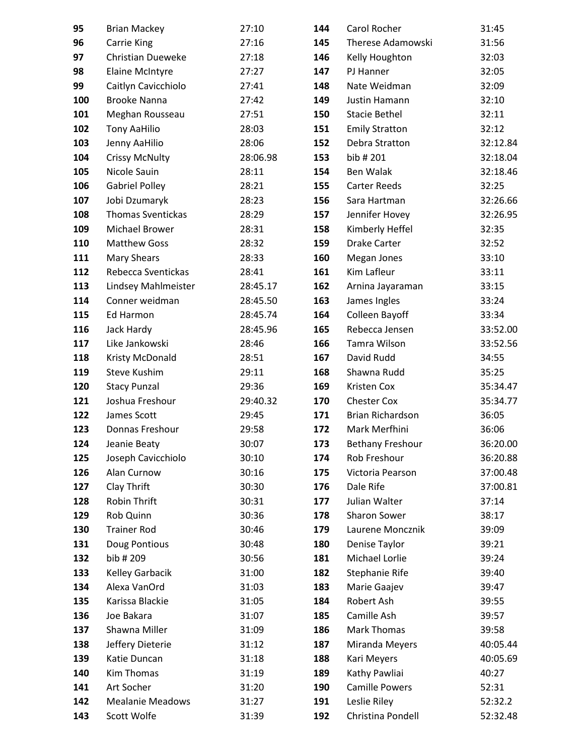| | | |
|---|---|---|
| **95** | Brian Mackey | 27:10 |
| **96** | Carrie King | 27:16 |
| **97** | Christian Dueweke | 27:18 |
| **98** | Elaine McIntyre | 27:27 |
| **99** | Caitlyn Cavicchiolo | 27:41 |
| **100** | Brooke Nanna | 27:42 |
| **101** | Meghan Rousseau | 27:51 |
| **102** | Tony AaHilio | 28:03 |
| **103** | Jenny AaHilio | 28:06 |
| **104** | Crissy McNulty | 28:06.98 |
| **105** | Nicole Sauin | 28:11 |
| **106** | Gabriel Polley | 28:21 |
| **107** | Jobi Dzumaryk | 28:23 |
| **108** | Thomas Sventickas | 28:29 |
| **109** | Michael Brower | 28:31 |
| **110** | Matthew Goss | 28:32 |
| **111** | Mary Shears | 28:33 |
| **112** | Rebecca Sventickas | 28:41 |
| **113** | Lindsey Mahlmeister | 28:45.17 |
| **114** | Conner weidman | 28:45.50 |
| **115** | Ed Harmon | 28:45.74 |
| **116** | Jack Hardy | 28:45.96 |
| **117** | Like Jankowski | 28:46 |
| **118** | Kristy McDonald | 28:51 |
| **119** | Steve Kushim | 29:11 |
| **120** | Stacy Punzal | 29:36 |
| **121** | Joshua Freshour | 29:40.32 |
| **122** | James Scott | 29:45 |
| **123** | Donnas Freshour | 29:58 |
| **124** | Jeanie Beaty | 30:07 |
| **125** | Joseph Cavicchiolo | 30:10 |
| **126** | Alan Curnow | 30:16 |
| **127** | Clay Thrift | 30:30 |
| **128** | Robin Thrift | 30:31 |
| **129** | Rob Quinn | 30:36 |
| **130** | Trainer Rod | 30:46 |
| **131** | Doug Pontious | 30:48 |
| **132** | bib # 209 | 30:56 |
| **133** | Kelley Garbacik | 31:00 |
| **134** | Alexa VanOrd | 31:03 |
| **135** | Karissa Blackie | 31:05 |
| **136** | Joe Bakara | 31:07 |
| **137** | Shawna Miller | 31:09 |
| **138** | Jeffery Dieterie | 31:12 |
| **139** | Katie Duncan | 31:18 |
| **140** | Kim Thomas | 31:19 |
| **141** | Art Socher | 31:20 |
| **142** | Mealanie Meadows | 31:27 |
| **143** | Scott Wolfe | 31:39 |
| **144** | Carol Rocher | 31:45 |
| **145** | Therese Adamowski | 31:56 |
| **146** | Kelly Houghton | 32:03 |
| **147** | PJ Hanner | 32:05 |
| **148** | Nate Weidman | 32:09 |
| **149** | Justin Hamann | 32:10 |
| **150** | Stacie Bethel | 32:11 |
| **151** | Emily Stratton | 32:12 |
| **152** | Debra Stratton | 32:12.84 |
| **153** | bib # 201 | 32:18.04 |
| **154** | Ben Walak | 32:18.46 |
| **155** | Carter Reeds | 32:25 |
| **156** | Sara Hartman | 32:26.66 |
| **157** | Jennifer Hovey | 32:26.95 |
| **158** | Kimberly Heffel | 32:35 |
| **159** | Drake Carter | 32:52 |
| **160** | Megan Jones | 33:10 |
| **161** | Kim Lafleur | 33:11 |
| **162** | Arnina Jayaraman | 33:15 |
| **163** | James Ingles | 33:24 |
| **164** | Colleen Bayoff | 33:34 |
| **165** | Rebecca Jensen | 33:52.00 |
| **166** | Tamra Wilson | 33:52.56 |
| **167** | David Rudd | 34:55 |
| **168** | Shawna Rudd | 35:25 |
| **169** | Kristen Cox | 35:34.47 |
| **170** | Chester Cox | 35:34.77 |
| **171** | Brian Richardson | 36:05 |
| **172** | Mark Merfhini | 36:06 |
| **173** | Bethany Freshour | 36:20.00 |
| **174** | Rob Freshour | 36:20.88 |
| **175** | Victoria Pearson | 37:00.48 |
| **176** | Dale Rife | 37:00.81 |
| **177** | Julian Walter | 37:14 |
| **178** | Sharon Sower | 38:17 |
| **179** | Laurene Moncznik | 39:09 |
| **180** | Denise Taylor | 39:21 |
| **181** | Michael Lorlie | 39:24 |
| **182** | Stephanie Rife | 39:40 |
| **183** | Marie Gaajev | 39:47 |
| **184** | Robert Ash | 39:55 |
| **185** | Camille Ash | 39:57 |
| **186** | Mark Thomas | 39:58 |
| **187** | Miranda Meyers | 40:05.44 |
| **188** | Kari Meyers | 40:05.69 |
| **189** | Kathy Pawliai | 40:27 |
| **190** | Camille Powers | 52:31 |
| **191** | Leslie Riley | 52:32.2 |
| **192** | Christina Pondell | 52:32.48 |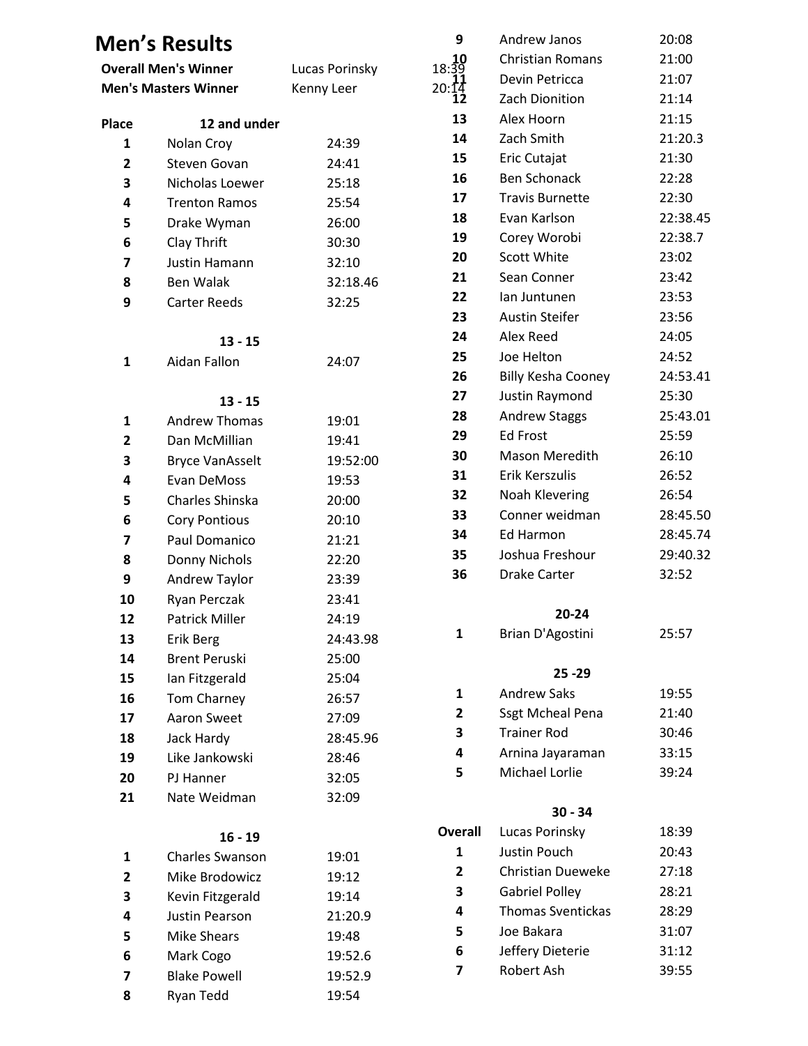# Men's Results

| | | |
|---|---|---|
| **Overall Men's Winner** | Lucas Porinsky | 18:39 |
| **Men's Masters Winner** | Kenny Leer | 20:14 |

| Place | 12 and under | |
|---|---|---|
| 1 | Nolan Croy | 24:39 |
| 2 | Steven Govan | 24:41 |
| 3 | Nicholas Loewer | 25:18 |
| 4 | Trenton Ramos | 25:54 |
| 5 | Drake Wyman | 26:00 |
| 6 | Clay Thrift | 30:30 |
| 7 | Justin Hamann | 32:10 |
| 8 | Ben Walak | 32:18.46 |
| 9 | Carter Reeds | 32:25 |

| | 13 - 15 | |
|---|---|---|
| 1 | Aidan Fallon | 24:07 |

| | 13 - 15 | |
|---|---|---|
| 1 | Andrew Thomas | 19:01 |
| 2 | Dan McMillian | 19:41 |
| 3 | Bryce VanAsselt | 19:52:00 |
| 4 | Evan DeMoss | 19:53 |
| 5 | Charles Shinska | 20:00 |
| 6 | Cory Pontious | 20:10 |
| 7 | Paul Domanico | 21:21 |
| 8 | Donny Nichols | 22:20 |
| 9 | Andrew Taylor | 23:39 |
| 10 | Ryan Perczak | 23:41 |
| 12 | Patrick Miller | 24:19 |
| 13 | Erik Berg | 24:43.98 |
| 14 | Brent Peruski | 25:00 |
| 15 | Ian Fitzgerald | 25:04 |
| 16 | Tom Charney | 26:57 |
| 17 | Aaron Sweet | 27:09 |
| 18 | Jack Hardy | 28:45.96 |
| 19 | Like Jankowski | 28:46 |
| 20 | PJ Hanner | 32:05 |
| 21 | Nate Weidman | 32:09 |

| | 16 - 19 | |
|---|---|---|
| 1 | Charles Swanson | 19:01 |
| 2 | Mike Brodowicz | 19:12 |
| 3 | Kevin Fitzgerald | 19:14 |
| 4 | Justin Pearson | 21:20.9 |
| 5 | Mike Shears | 19:48 |
| 6 | Mark Cogo | 19:52.6 |
| 7 | Blake Powell | 19:52.9 |
| 8 | Ryan Tedd | 19:54 |
| 9 | Andrew Janos | 20:08 |
| 10 | Christian Romans | 21:00 |
| 11 | Devin Petricca | 21:07 |
| 12 | Zach Dionition | 21:14 |
| 13 | Alex Hoorn | 21:15 |
| 14 | Zach Smith | 21:20.3 |
| 15 | Eric Cutajat | 21:30 |
| 16 | Ben Schonack | 22:28 |
| 17 | Travis Burnette | 22:30 |
| 18 | Evan Karlson | 22:38.45 |
| 19 | Corey Worobi | 22:38.7 |
| 20 | Scott White | 23:02 |
| 21 | Sean Conner | 23:42 |
| 22 | Ian Juntunen | 23:53 |
| 23 | Austin Steifer | 23:56 |
| 24 | Alex Reed | 24:05 |
| 25 | Joe Helton | 24:52 |
| 26 | Billy Kesha Cooney | 24:53.41 |
| 27 | Justin Raymond | 25:30 |
| 28 | Andrew Staggs | 25:43.01 |
| 29 | Ed Frost | 25:59 |
| 30 | Mason Meredith | 26:10 |
| 31 | Erik Kerszulis | 26:52 |
| 32 | Noah Klevering | 26:54 |
| 33 | Conner weidman | 28:45.50 |
| 34 | Ed Harmon | 28:45.74 |
| 35 | Joshua Freshour | 29:40.32 |
| 36 | Drake Carter | 32:52 |

| | 20-24 | |
|---|---|---|
| 1 | Brian D'Agostini | 25:57 |

| | 25 -29 | |
|---|---|---|
| 1 | Andrew Saks | 19:55 |
| 2 | Ssgt Mcheal Pena | 21:40 |
| 3 | Trainer Rod | 30:46 |
| 4 | Arnina Jayaraman | 33:15 |
| 5 | Michael Lorlie | 39:24 |

| | 30 - 34 | |
|---|---|---|
| **Overall** | Lucas Porinsky | 18:39 |
| 1 | Justin Pouch | 20:43 |
| 2 | Christian Dueweke | 27:18 |
| 3 | Gabriel Polley | 28:21 |
| 4 | Thomas Sventickas | 28:29 |
| 5 | Joe Bakara | 31:07 |
| 6 | Jeffery Dieterie | 31:12 |
| 7 | Robert Ash | 39:55 |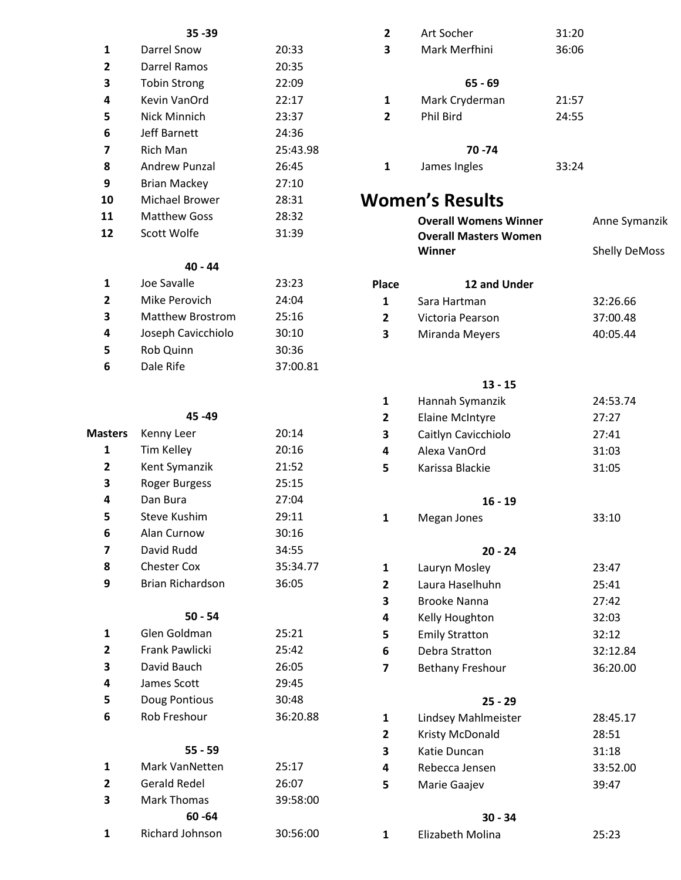| | 35 -39 | |
|---|---|---|
| 1 | Darrel Snow | 20:33 |
| 2 | Darrel Ramos | 20:35 |
| 3 | Tobin Strong | 22:09 |
| 4 | Kevin VanOrd | 22:17 |
| 5 | Nick Minnich | 23:37 |
| 6 | Jeff Barnett | 24:36 |
| 7 | Rich Man | 25:43.98 |
| 8 | Andrew Punzal | 26:45 |
| 9 | Brian Mackey | 27:10 |
| 10 | Michael Brower | 28:31 |
| 11 | Matthew Goss | 28:32 |
| 12 | Scott Wolfe | 31:39 |

| | 40 - 44 | |
|---|---|---|
| 1 | Joe Savalle | 23:23 |
| 2 | Mike Perovich | 24:04 |
| 3 | Matthew Brostrom | 25:16 |
| 4 | Joseph Cavicchiolo | 30:10 |
| 5 | Rob Quinn | 30:36 |
| 6 | Dale Rife | 37:00.81 |

| | 45 -49 | |
|---|---|---|
| **Masters** | Kenny Leer | 20:14 |
| 1 | Tim Kelley | 20:16 |
| 2 | Kent Symanzik | 21:52 |
| 3 | Roger Burgess | 25:15 |
| 4 | Dan Bura | 27:04 |
| 5 | Steve Kushim | 29:11 |
| 6 | Alan Curnow | 30:16 |
| 7 | David Rudd | 34:55 |
| 8 | Chester Cox | 35:34.77 |
| 9 | Brian Richardson | 36:05 |

| | 50 - 54 | |
|---|---|---|
| 1 | Glen Goldman | 25:21 |
| 2 | Frank Pawlicki | 25:42 |
| 3 | David Bauch | 26:05 |
| 4 | James Scott | 29:45 |
| 5 | Doug Pontious | 30:48 |
| 6 | Rob Freshour | 36:20.88 |

| | 55 - 59 | |
|---|---|---|
| 1 | Mark VanNetten | 25:17 |
| 2 | Gerald Redel | 26:07 |
| 3 | Mark Thomas | 39:58:00 |

| | 60 -64 | |
|---|---|---|
| 1 | Richard Johnson | 30:56:00 |
| 2 | Art Socher | 31:20 |
| 3 | Mark Merfhini | 36:06 |

| | 65 - 69 | |
|---|---|---|
| 1 | Mark Cryderman | 21:57 |
| 2 | Phil Bird | 24:55 |

| | 70 -74 | |
|---|---|---|
| 1 | James Ingles | 33:24 |

# Women's Results

**Overall Womens Winner** Anne Symanzik

**Overall Masters Women Winner** Shelly DeMoss

| Place | 12 and Under | |
|---|---|---|
| 1 | Sara Hartman | 32:26.66 |
| 2 | Victoria Pearson | 37:00.48 |
| 3 | Miranda Meyers | 40:05.44 |

| | 13 - 15 | |
|---|---|---|
| 1 | Hannah Symanzik | 24:53.74 |
| 2 | Elaine McIntyre | 27:27 |
| 3 | Caitlyn Cavicchiolo | 27:41 |
| 4 | Alexa VanOrd | 31:03 |
| 5 | Karissa Blackie | 31:05 |

| | 16 - 19 | |
|---|---|---|
| 1 | Megan Jones | 33:10 |

| | 20 - 24 | |
|---|---|---|
| 1 | Lauryn Mosley | 23:47 |
| 2 | Laura Haselhuhn | 25:41 |
| 3 | Brooke Nanna | 27:42 |
| 4 | Kelly Houghton | 32:03 |
| 5 | Emily Stratton | 32:12 |
| 6 | Debra Stratton | 32:12.84 |
| 7 | Bethany Freshour | 36:20.00 |

| | 25 - 29 | |
|---|---|---|
| 1 | Lindsey Mahlmeister | 28:45.17 |
| 2 | Kristy McDonald | 28:51 |
| 3 | Katie Duncan | 31:18 |
| 4 | Rebecca Jensen | 33:52.00 |
| 5 | Marie Gaajev | 39:47 |

| | 30 - 34 | |
|---|---|---|
| 1 | Elizabeth Molina | 25:23 |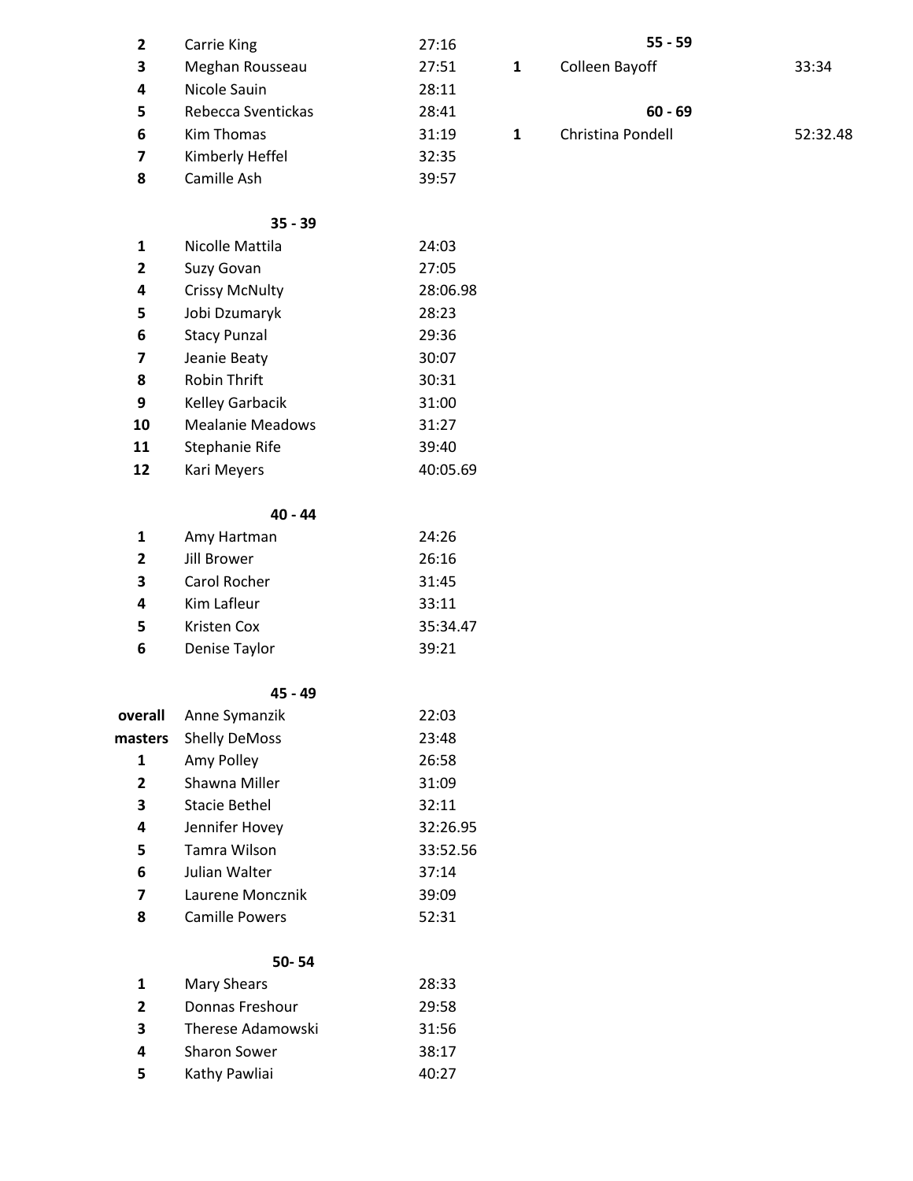| | | |
|---|---|---|
| 2 | Carrie King | 27:16 |
| 3 | Meghan Rousseau | 27:51 |
| 4 | Nicole Sauin | 28:11 |
| 5 | Rebecca Sventickas | 28:41 |
| 6 | Kim Thomas | 31:19 |
| 7 | Kimberly Heffel | 32:35 |
| 8 | Camille Ash | 39:57 |

**35 - 39**

| | | |
|---|---|---|
| 1 | Nicolle Mattila | 24:03 |
| 2 | Suzy Govan | 27:05 |
| 4 | Crissy McNulty | 28:06.98 |
| 5 | Jobi Dzumaryk | 28:23 |
| 6 | Stacy Punzal | 29:36 |
| 7 | Jeanie Beaty | 30:07 |
| 8 | Robin Thrift | 30:31 |
| 9 | Kelley Garbacik | 31:00 |
| 10 | Mealanie Meadows | 31:27 |
| 11 | Stephanie Rife | 39:40 |
| 12 | Kari Meyers | 40:05.69 |

**40 - 44**

| | | |
|---|---|---|
| 1 | Amy Hartman | 24:26 |
| 2 | Jill Brower | 26:16 |
| 3 | Carol Rocher | 31:45 |
| 4 | Kim Lafleur | 33:11 |
| 5 | Kristen Cox | 35:34.47 |
| 6 | Denise Taylor | 39:21 |

**45 - 49**

| | | |
|---|---|---|
| **overall** | Anne Symanzik | 22:03 |
| **masters** | Shelly DeMoss | 23:48 |
| 1 | Amy Polley | 26:58 |
| 2 | Shawna Miller | 31:09 |
| 3 | Stacie Bethel | 32:11 |
| 4 | Jennifer Hovey | 32:26.95 |
| 5 | Tamra Wilson | 33:52.56 |
| 6 | Julian Walter | 37:14 |
| 7 | Laurene Moncznik | 39:09 |
| 8 | Camille Powers | 52:31 |

**50- 54**

| | | |
|---|---|---|
| 1 | Mary Shears | 28:33 |
| 2 | Donnas Freshour | 29:58 |
| 3 | Therese Adamowski | 31:56 |
| 4 | Sharon Sower | 38:17 |
| 5 | Kathy Pawliai | 40:27 |

**55 - 59**

| | | |
|---|---|---|
| 1 | Colleen Bayoff | 33:34 |

**60 - 69**

| | | |
|---|---|---|
| 1 | Christina Pondell | 52:32.48 |